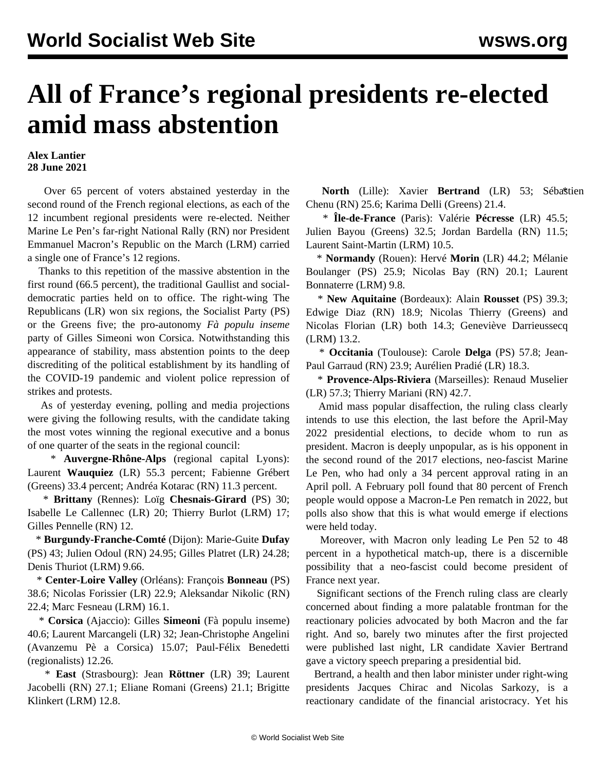# All of France's regional presidents re-elected amid mass abstention

**Alex Lantier**
**28 June 2021**

Over 65 percent of voters abstained yesterday in the second round of the French regional elections, as each of the 12 incumbent regional presidents were re-elected. Neither Marine Le Pen's far-right National Rally (RN) nor President Emmanuel Macron's Republic on the March (LRM) carried a single one of France's 12 regions.

Thanks to this repetition of the massive abstention in the first round (66.5 percent), the traditional Gaullist and social-democratic parties held on to office. The right-wing The Republicans (LR) won six regions, the Socialist Party (PS) or the Greens five; the pro-autonomy *Fà populu inseme* party of Gilles Simeoni won Corsica. Notwithstanding this appearance of stability, mass abstention points to the deep discrediting of the political establishment by its handling of the COVID-19 pandemic and violent police repression of strikes and protests.

As of yesterday evening, polling and media projections were giving the following results, with the candidate taking the most votes winning the regional executive and a bonus of one quarter of the seats in the regional council:

* **Auvergne-Rhône-Alps** (regional capital Lyons): Laurent **Wauquiez** (LR) 55.3 percent; Fabienne Grébert (Greens) 33.4 percent; Andréa Kotarac (RN) 11.3 percent.

* **Brittany** (Rennes): Loïg **Chesnais-Girard** (PS) 30; Isabelle Le Callennec (LR) 20; Thierry Burlot (LRM) 17; Gilles Pennelle (RN) 12.

* **Burgundy-Franche-Comté** (Dijon): Marie-Guite **Dufay** (PS) 43; Julien Odoul (RN) 24.95; Gilles Platret (LR) 24.28; Denis Thuriot (LRM) 9.66.

* **Center-Loire Valley** (Orléans): François **Bonneau** (PS) 38.6; Nicolas Forissier (LR) 22.9; Aleksandar Nikolic (RN) 22.4; Marc Fesneau (LRM) 16.1.

* **Corsica** (Ajaccio): Gilles **Simeoni** (Fà populu inseme) 40.6; Laurent Marcangeli (LR) 32; Jean-Christophe Angelini (Avanzemu Pè a Corsica) 15.07; Paul-Félix Benedetti (regionalists) 12.26.

* **East** (Strasbourg): Jean **Röttner** (LR) 39; Laurent Jacobelli (RN) 27.1; Eliane Romani (Greens) 21.1; Brigitte Klinkert (LRM) 12.8.

* **North** (Lille): Xavier **Bertrand** (LR) 53; Sébastien Chenu (RN) 25.6; Karima Delli (Greens) 21.4.

* **Île-de-France** (Paris): Valérie **Pécresse** (LR) 45.5; Julien Bayou (Greens) 32.5; Jordan Bardella (RN) 11.5; Laurent Saint-Martin (LRM) 10.5.

* **Normandy** (Rouen): Hervé **Morin** (LR) 44.2; Mélanie Boulanger (PS) 25.9; Nicolas Bay (RN) 20.1; Laurent Bonnaterre (LRM) 9.8.

* **New Aquitaine** (Bordeaux): Alain **Rousset** (PS) 39.3; Edwige Diaz (RN) 18.9; Nicolas Thierry (Greens) and Nicolas Florian (LR) both 14.3; Geneviève Darrieussecq (LRM) 13.2.

* **Occitania** (Toulouse): Carole **Delga** (PS) 57.8; Jean-Paul Garraud (RN) 23.9; Aurélien Pradié (LR) 18.3.

* **Provence-Alps-Riviera** (Marseilles): Renaud Muselier (LR) 57.3; Thierry Mariani (RN) 42.7.

Amid mass popular disaffection, the ruling class clearly intends to use this election, the last before the April-May 2022 presidential elections, to decide whom to run as president. Macron is deeply unpopular, as is his opponent in the second round of the 2017 elections, neo-fascist Marine Le Pen, who had only a 34 percent approval rating in an April poll. A February poll found that 80 percent of French people would oppose a Macron-Le Pen rematch in 2022, but polls also show that this is what would emerge if elections were held today.

Moreover, with Macron only leading Le Pen 52 to 48 percent in a hypothetical match-up, there is a discernible possibility that a neo-fascist could become president of France next year.

Significant sections of the French ruling class are clearly concerned about finding a more palatable frontman for the reactionary policies advocated by both Macron and the far right. And so, barely two minutes after the first projected were published last night, LR candidate Xavier Bertrand gave a victory speech preparing a presidential bid.

Bertrand, a health and then labor minister under right-wing presidents Jacques Chirac and Nicolas Sarkozy, is a reactionary candidate of the financial aristocracy. Yet his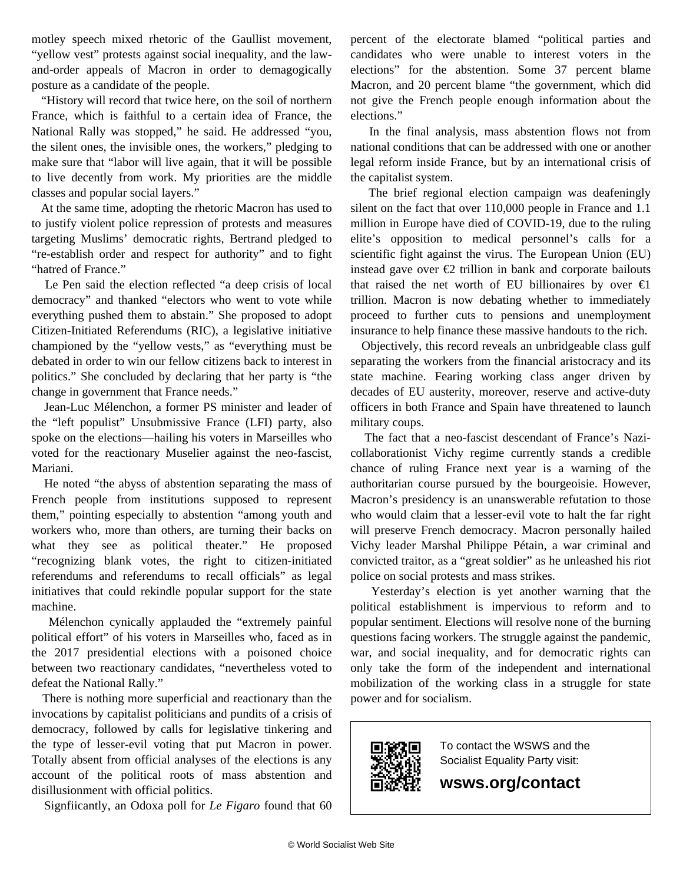motley speech mixed rhetoric of the Gaullist movement, "yellow vest" protests against social inequality, and the law-and-order appeals of Macron in order to demagogically posture as a candidate of the people.

"History will record that twice here, on the soil of northern France, which is faithful to a certain idea of France, the National Rally was stopped," he said. He addressed "you, the silent ones, the invisible ones, the workers," pledging to make sure that "labor will live again, that it will be possible to live decently from work. My priorities are the middle classes and popular social layers."

At the same time, adopting the rhetoric Macron has used to to justify violent police repression of protests and measures targeting Muslims' democratic rights, Bertrand pledged to "re-establish order and respect for authority" and to fight "hatred of France."

Le Pen said the election reflected "a deep crisis of local democracy" and thanked "electors who went to vote while everything pushed them to abstain." She proposed to adopt Citizen-Initiated Referendums (RIC), a legislative initiative championed by the "yellow vests," as "everything must be debated in order to win our fellow citizens back to interest in politics." She concluded by declaring that her party is "the change in government that France needs."

Jean-Luc Mélenchon, a former PS minister and leader of the "left populist" Unsubmissive France (LFI) party, also spoke on the elections—hailing his voters in Marseilles who voted for the reactionary Muselier against the neo-fascist, Mariani.

He noted "the abyss of abstention separating the mass of French people from institutions supposed to represent them," pointing especially to abstention "among youth and workers who, more than others, are turning their backs on what they see as political theater." He proposed "recognizing blank votes, the right to citizen-initiated referendums and referendums to recall officials" as legal initiatives that could rekindle popular support for the state machine.

Mélenchon cynically applauded the "extremely painful political effort" of his voters in Marseilles who, faced as in the 2017 presidential elections with a poisoned choice between two reactionary candidates, "nevertheless voted to defeat the National Rally."

There is nothing more superficial and reactionary than the invocations by capitalist politicians and pundits of a crisis of democracy, followed by calls for legislative tinkering and the type of lesser-evil voting that put Macron in power. Totally absent from official analyses of the elections is any account of the political roots of mass abstention and disillusionment with official politics.

Signfiicantly, an Odoxa poll for *Le Figaro* found that 60 percent of the electorate blamed "political parties and candidates who were unable to interest voters in the elections" for the abstention. Some 37 percent blame Macron, and 20 percent blame "the government, which did not give the French people enough information about the elections."

In the final analysis, mass abstention flows not from national conditions that can be addressed with one or another legal reform inside France, but by an international crisis of the capitalist system.

The brief regional election campaign was deafeningly silent on the fact that over 110,000 people in France and 1.1 million in Europe have died of COVID-19, due to the ruling elite's opposition to medical personnel's calls for a scientific fight against the virus. The European Union (EU) instead gave over €2 trillion in bank and corporate bailouts that raised the net worth of EU billionaires by over €1 trillion. Macron is now debating whether to immediately proceed to further cuts to pensions and unemployment insurance to help finance these massive handouts to the rich.

Objectively, this record reveals an unbridgeable class gulf separating the workers from the financial aristocracy and its state machine. Fearing working class anger driven by decades of EU austerity, moreover, reserve and active-duty officers in both France and Spain have threatened to launch military coups.

The fact that a neo-fascist descendant of France's Nazi-collaborationist Vichy regime currently stands a credible chance of ruling France next year is a warning of the authoritarian course pursued by the bourgeoisie. However, Macron's presidency is an unanswerable refutation to those who would claim that a lesser-evil vote to halt the far right will preserve French democracy. Macron personally hailed Vichy leader Marshal Philippe Pétain, a war criminal and convicted traitor, as a "great soldier" as he unleashed his riot police on social protests and mass strikes.

Yesterday's election is yet another warning that the political establishment is impervious to reform and to popular sentiment. Elections will resolve none of the burning questions facing workers. The struggle against the pandemic, war, and social inequality, and for democratic rights can only take the form of the independent and international mobilization of the working class in a struggle for state power and for socialism.

To contact the WSWS and the Socialist Equality Party visit:

**wsws.org/contact**